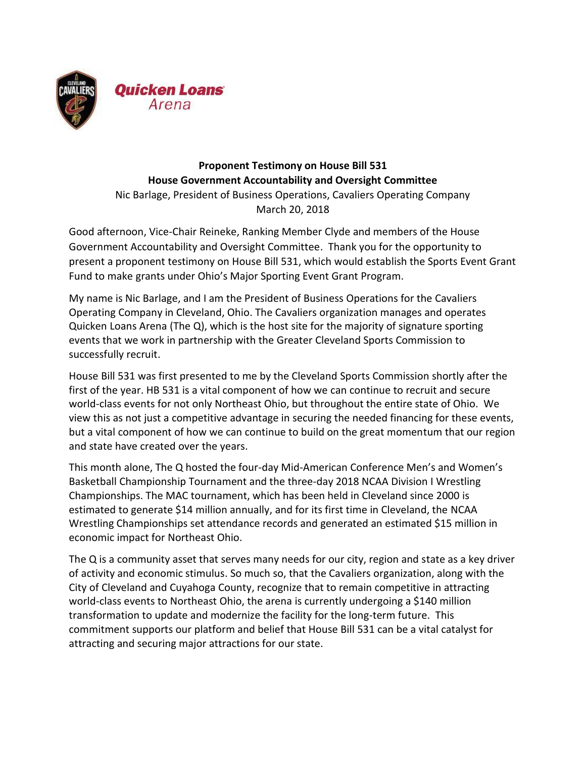**Proponent Testimony on House Bill 531**
**House Government Accountability and Oversight Committee**
Nic Barlage, President of Business Operations, Cavaliers Operating Company
March 20, 2018

Good afternoon, Vice-Chair Reineke, Ranking Member Clyde and members of the House Government Accountability and Oversight Committee. Thank you for the opportunity to present a proponent testimony on House Bill 531, which would establish the Sports Event Grant Fund to make grants under Ohio's Major Sporting Event Grant Program.

My name is Nic Barlage, and I am the President of Business Operations for the Cavaliers Operating Company in Cleveland, Ohio. The Cavaliers organization manages and operates Quicken Loans Arena (The Q), which is the host site for the majority of signature sporting events that we work in partnership with the Greater Cleveland Sports Commission to successfully recruit.

House Bill 531 was first presented to me by the Cleveland Sports Commission shortly after the first of the year. HB 531 is a vital component of how we can continue to recruit and secure world-class events for not only Northeast Ohio, but throughout the entire state of Ohio. We view this as not just a competitive advantage in securing the needed financing for these events, but a vital component of how we can continue to build on the great momentum that our region and state have created over the years.

This month alone, The Q hosted the four-day Mid-American Conference Men's and Women's Basketball Championship Tournament and the three-day 2018 NCAA Division I Wrestling Championships. The MAC tournament, which has been held in Cleveland since 2000 is estimated to generate $14 million annually, and for its first time in Cleveland, the NCAA Wrestling Championships set attendance records and generated an estimated $15 million in economic impact for Northeast Ohio.

The Q is a community asset that serves many needs for our city, region and state as a key driver of activity and economic stimulus. So much so, that the Cavaliers organization, along with the City of Cleveland and Cuyahoga County, recognize that to remain competitive in attracting world-class events to Northeast Ohio, the arena is currently undergoing a $140 million transformation to update and modernize the facility for the long-term future. This commitment supports our platform and belief that House Bill 531 can be a vital catalyst for attracting and securing major attractions for our state.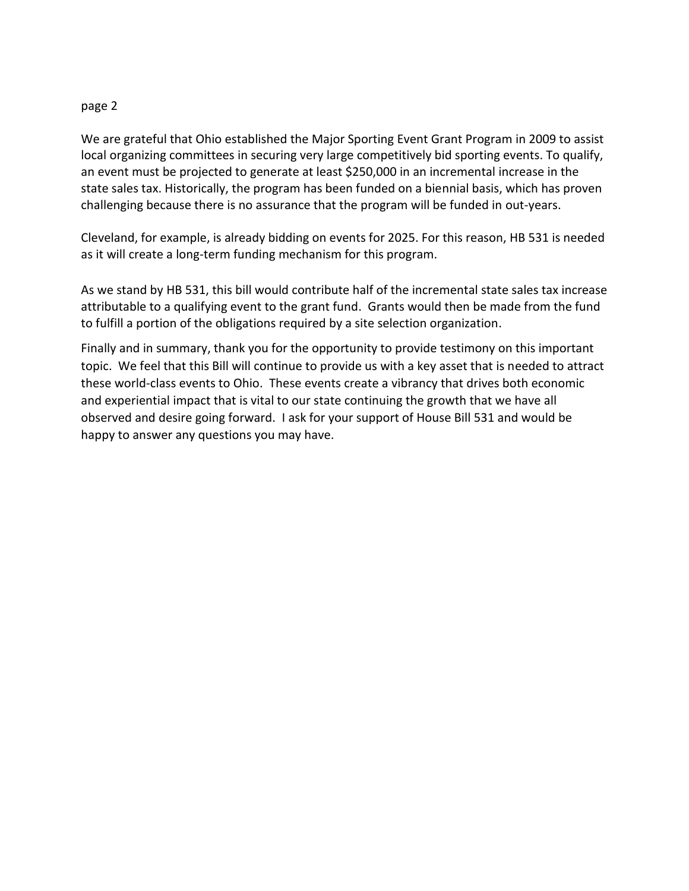We are grateful that Ohio established the Major Sporting Event Grant Program in 2009 to assist local organizing committees in securing very large competitively bid sporting events. To qualify, an event must be projected to generate at least $250,000 in an incremental increase in the state sales tax. Historically, the program has been funded on a biennial basis, which has proven challenging because there is no assurance that the program will be funded in out-years.

Cleveland, for example, is already bidding on events for 2025. For this reason, HB 531 is needed as it will create a long-term funding mechanism for this program.

As we stand by HB 531, this bill would contribute half of the incremental state sales tax increase attributable to a qualifying event to the grant fund. Grants would then be made from the fund to fulfill a portion of the obligations required by a site selection organization.

Finally and in summary, thank you for the opportunity to provide testimony on this important topic. We feel that this Bill will continue to provide us with a key asset that is needed to attract these world-class events to Ohio. These events create a vibrancy that drives both economic and experiential impact that is vital to our state continuing the growth that we have all observed and desire going forward. I ask for your support of House Bill 531 and would be happy to answer any questions you may have.